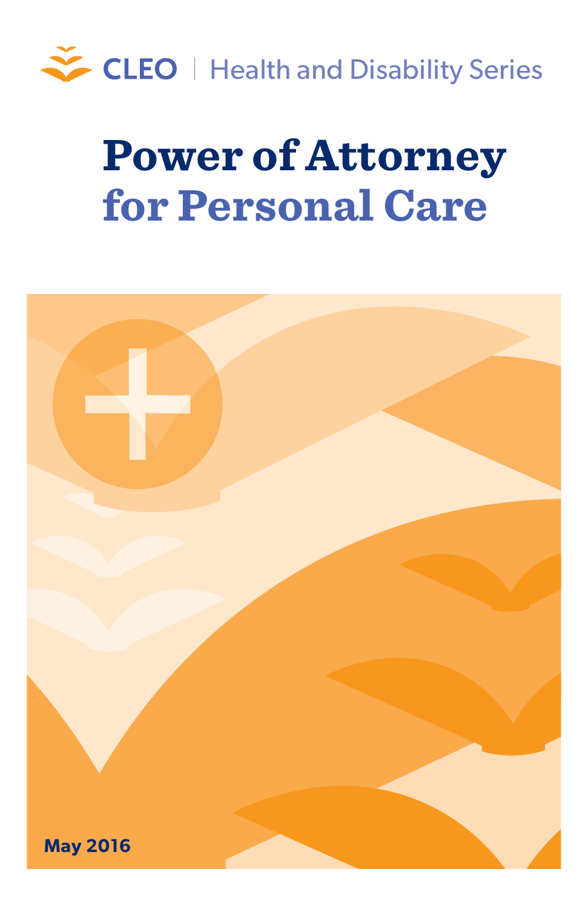CLEO | Health and Disability Series

# Power of Attorney for Personal Care

**May 2016**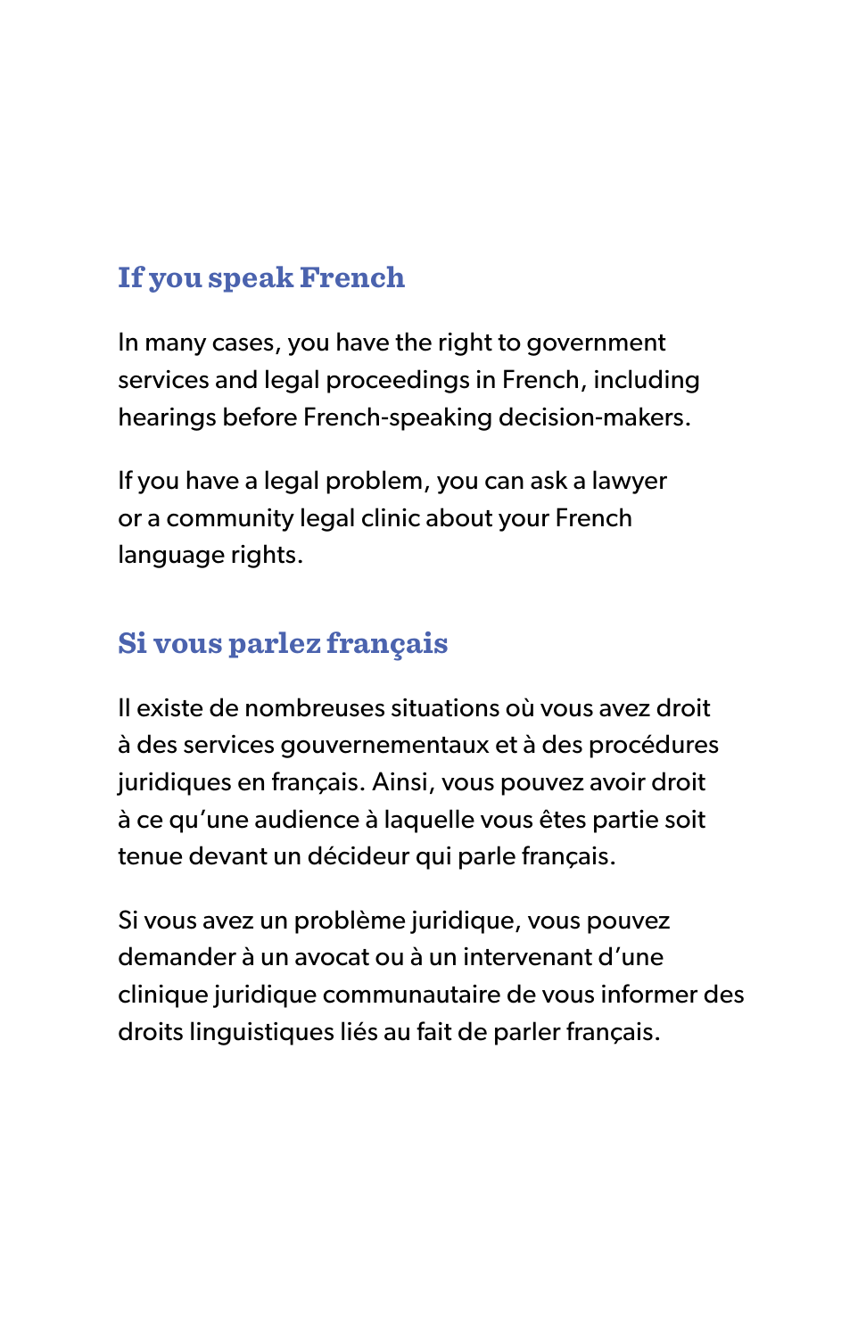## If you speak French

In many cases, you have the right to government services and legal proceedings in French, including hearings before French-speaking decision-makers.

If you have a legal problem, you can ask a lawyer or a community legal clinic about your French language rights.

## Si vous parlez français

Il existe de nombreuses situations où vous avez droit à des services gouvernementaux et à des procédures juridiques en français. Ainsi, vous pouvez avoir droit à ce qu'une audience à laquelle vous êtes partie soit tenue devant un décideur qui parle français.

Si vous avez un problème juridique, vous pouvez demander à un avocat ou à un intervenant d'une clinique juridique communautaire de vous informer des droits linguistiques liés au fait de parler français.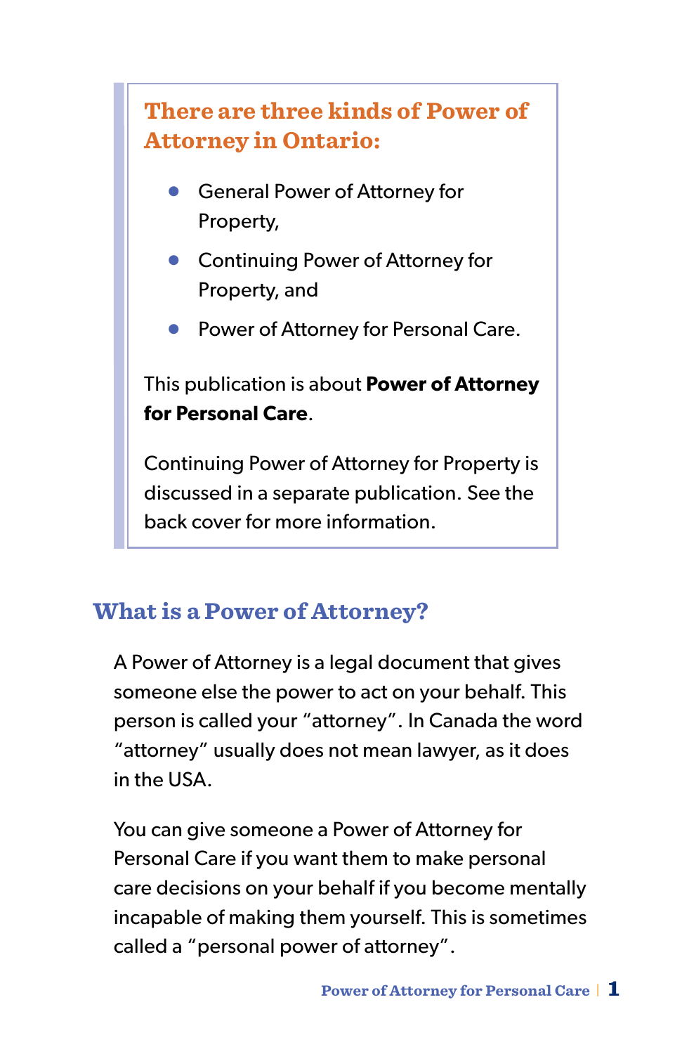### There are three kinds of Power of Attorney in Ontario:

- General Power of Attorney for Property,
- Continuing Power of Attorney for Property, and
- Power of Attorney for Personal Care.

This publication is about **Power of Attorney for Personal Care**.

Continuing Power of Attorney for Property is discussed in a separate publication. See the back cover for more information.

## What is a Power of Attorney?

A Power of Attorney is a legal document that gives someone else the power to act on your behalf. This person is called your "attorney". In Canada the word "attorney" usually does not mean lawyer, as it does in the USA.

You can give someone a Power of Attorney for Personal Care if you want them to make personal care decisions on your behalf if you become mentally incapable of making them yourself. This is sometimes called a "personal power of attorney".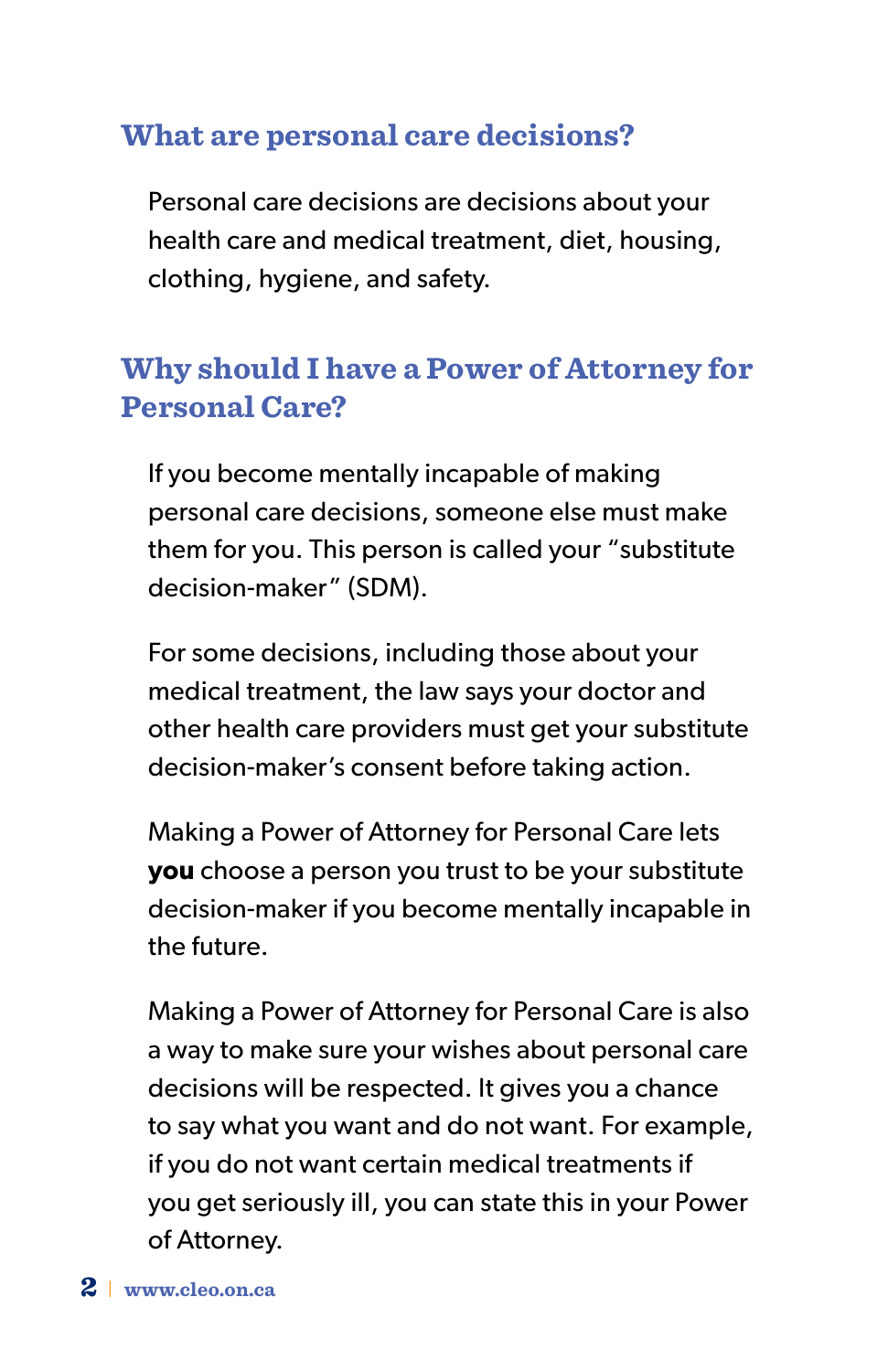## What are personal care decisions?

Personal care decisions are decisions about your health care and medical treatment, diet, housing, clothing, hygiene, and safety.

## Why should I have a Power of Attorney for Personal Care?

If you become mentally incapable of making personal care decisions, someone else must make them for you. This person is called your "substitute decision-maker" (SDM).

For some decisions, including those about your medical treatment, the law says your doctor and other health care providers must get your substitute decision-maker's consent before taking action.

Making a Power of Attorney for Personal Care lets **you** choose a person you trust to be your substitute decision-maker if you become mentally incapable in the future.

Making a Power of Attorney for Personal Care is also a way to make sure your wishes about personal care decisions will be respected. It gives you a chance to say what you want and do not want. For example, if you do not want certain medical treatments if you get seriously ill, you can state this in your Power of Attorney.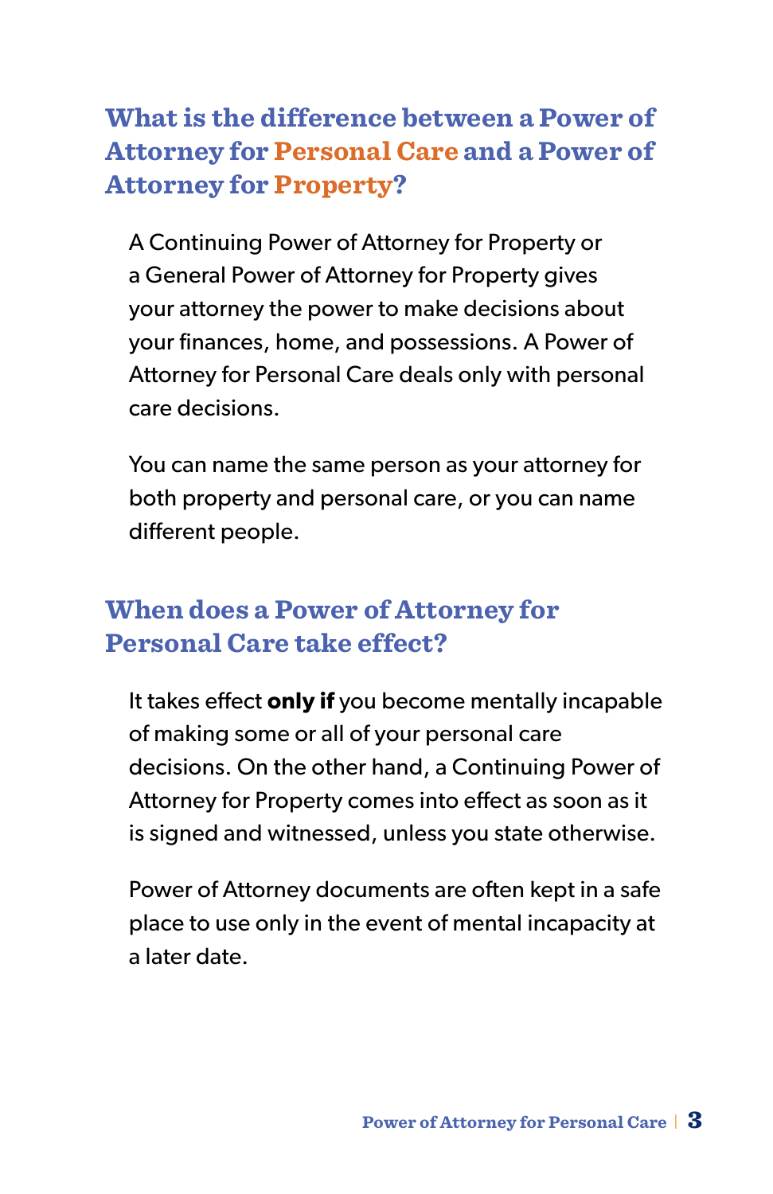## What is the difference between a Power of Attorney for Personal Care and a Power of Attorney for Property?

A Continuing Power of Attorney for Property or a General Power of Attorney for Property gives your attorney the power to make decisions about your finances, home, and possessions. A Power of Attorney for Personal Care deals only with personal care decisions.

You can name the same person as your attorney for both property and personal care, or you can name different people.

## When does a Power of Attorney for Personal Care take effect?

It takes effect **only if** you become mentally incapable of making some or all of your personal care decisions. On the other hand, a Continuing Power of Attorney for Property comes into effect as soon as it is signed and witnessed, unless you state otherwise.

Power of Attorney documents are often kept in a safe place to use only in the event of mental incapacity at a later date.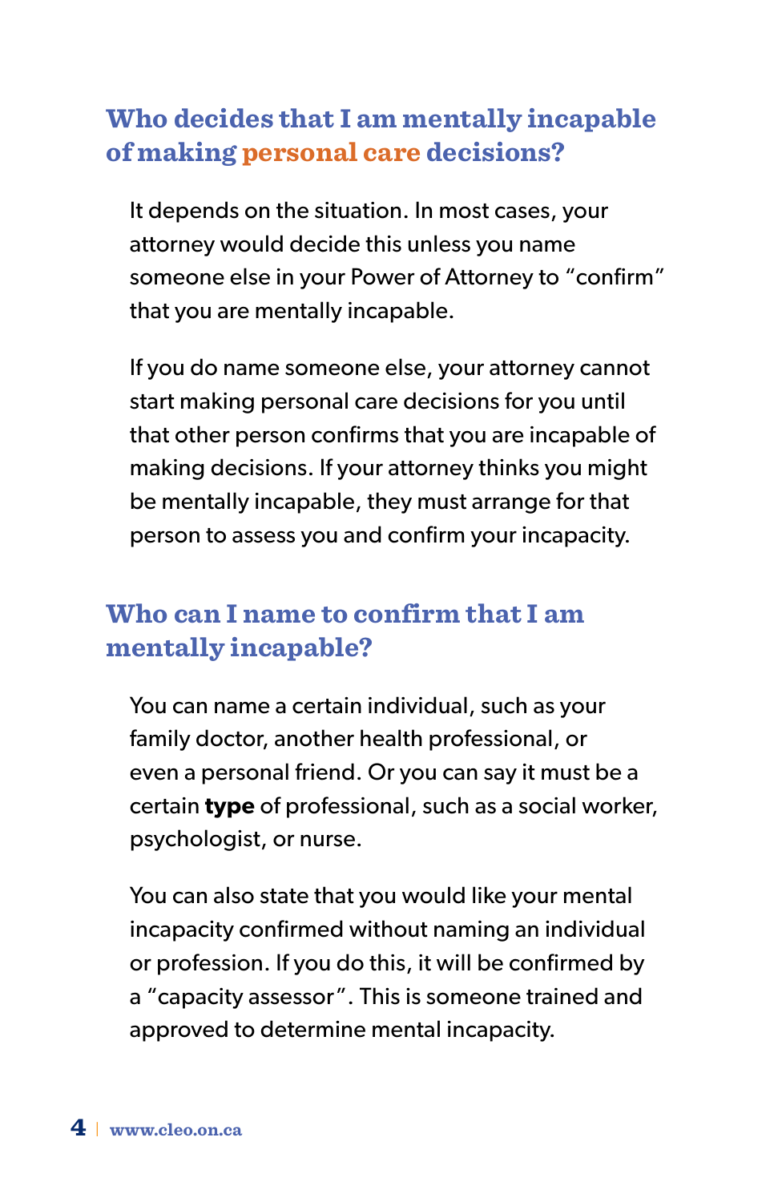## Who decides that I am mentally incapable of making personal care decisions?

It depends on the situation. In most cases, your attorney would decide this unless you name someone else in your Power of Attorney to "confirm" that you are mentally incapable.

If you do name someone else, your attorney cannot start making personal care decisions for you until that other person confirms that you are incapable of making decisions. If your attorney thinks you might be mentally incapable, they must arrange for that person to assess you and confirm your incapacity.

## Who can I name to confirm that I am mentally incapable?

You can name a certain individual, such as your family doctor, another health professional, or even a personal friend. Or you can say it must be a certain **type** of professional, such as a social worker, psychologist, or nurse.

You can also state that you would like your mental incapacity confirmed without naming an individual or profession. If you do this, it will be confirmed by a "capacity assessor". This is someone trained and approved to determine mental incapacity.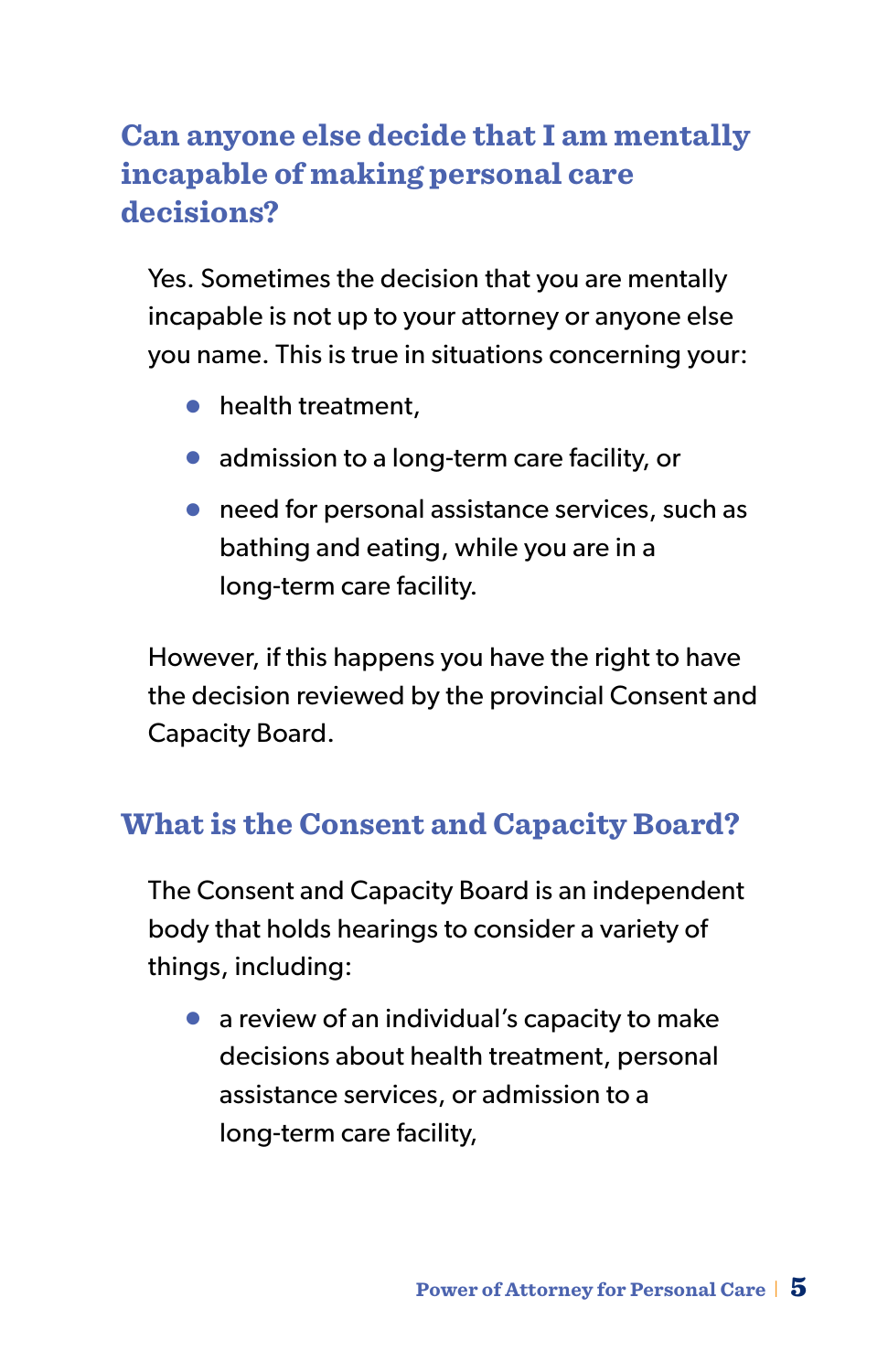## Can anyone else decide that I am mentally incapable of making personal care decisions?

Yes. Sometimes the decision that you are mentally incapable is not up to your attorney or anyone else you name. This is true in situations concerning your:

- health treatment,
- admission to a long-term care facility, or
- need for personal assistance services, such as bathing and eating, while you are in a long-term care facility.

However, if this happens you have the right to have the decision reviewed by the provincial Consent and Capacity Board.

## What is the Consent and Capacity Board?

The Consent and Capacity Board is an independent body that holds hearings to consider a variety of things, including:

- a review of an individual's capacity to make decisions about health treatment, personal assistance services, or admission to a long-term care facility,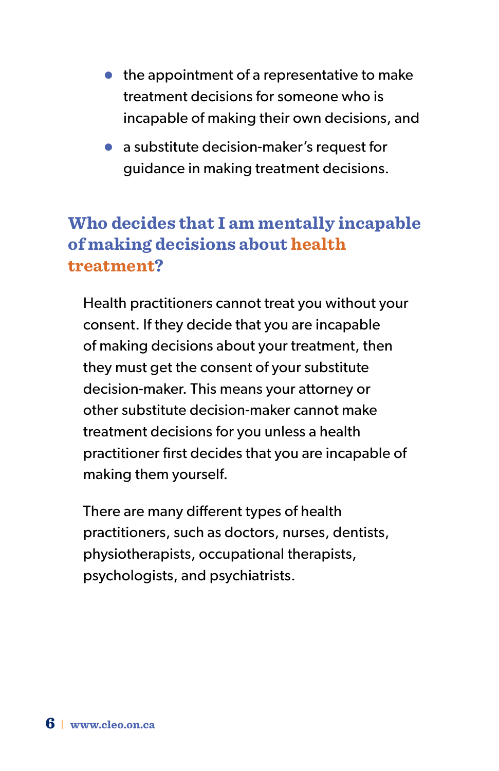- the appointment of a representative to make treatment decisions for someone who is incapable of making their own decisions, and
- a substitute decision-maker's request for guidance in making treatment decisions.

## Who decides that I am mentally incapable of making decisions about health treatment?

Health practitioners cannot treat you without your consent. If they decide that you are incapable of making decisions about your treatment, then they must get the consent of your substitute decision-maker. This means your attorney or other substitute decision-maker cannot make treatment decisions for you unless a health practitioner first decides that you are incapable of making them yourself.

There are many different types of health practitioners, such as doctors, nurses, dentists, physiotherapists, occupational therapists, psychologists, and psychiatrists.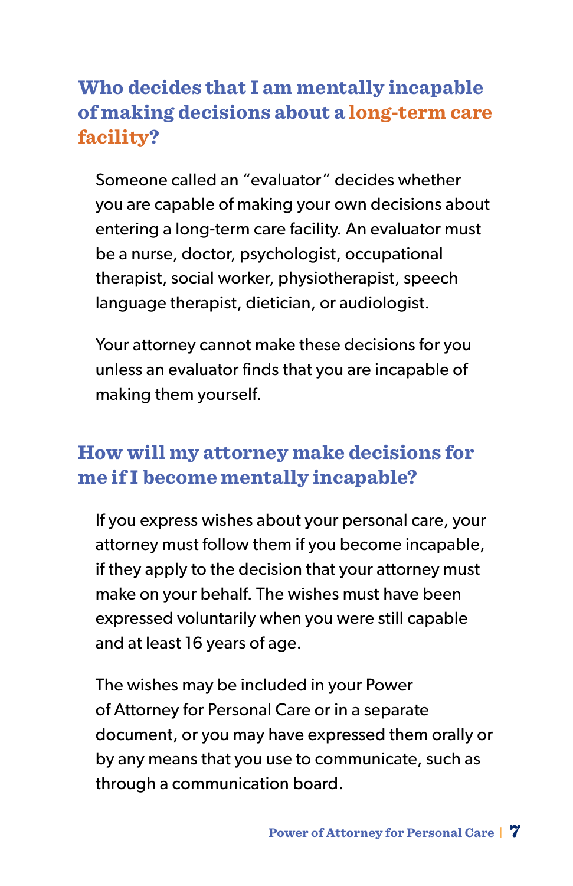## Who decides that I am mentally incapable of making decisions about a long-term care facility?

Someone called an "evaluator" decides whether you are capable of making your own decisions about entering a long-term care facility. An evaluator must be a nurse, doctor, psychologist, occupational therapist, social worker, physiotherapist, speech language therapist, dietician, or audiologist.

Your attorney cannot make these decisions for you unless an evaluator finds that you are incapable of making them yourself.

## How will my attorney make decisions for me if I become mentally incapable?

If you express wishes about your personal care, your attorney must follow them if you become incapable, if they apply to the decision that your attorney must make on your behalf. The wishes must have been expressed voluntarily when you were still capable and at least 16 years of age.

The wishes may be included in your Power of Attorney for Personal Care or in a separate document, or you may have expressed them orally or by any means that you use to communicate, such as through a communication board.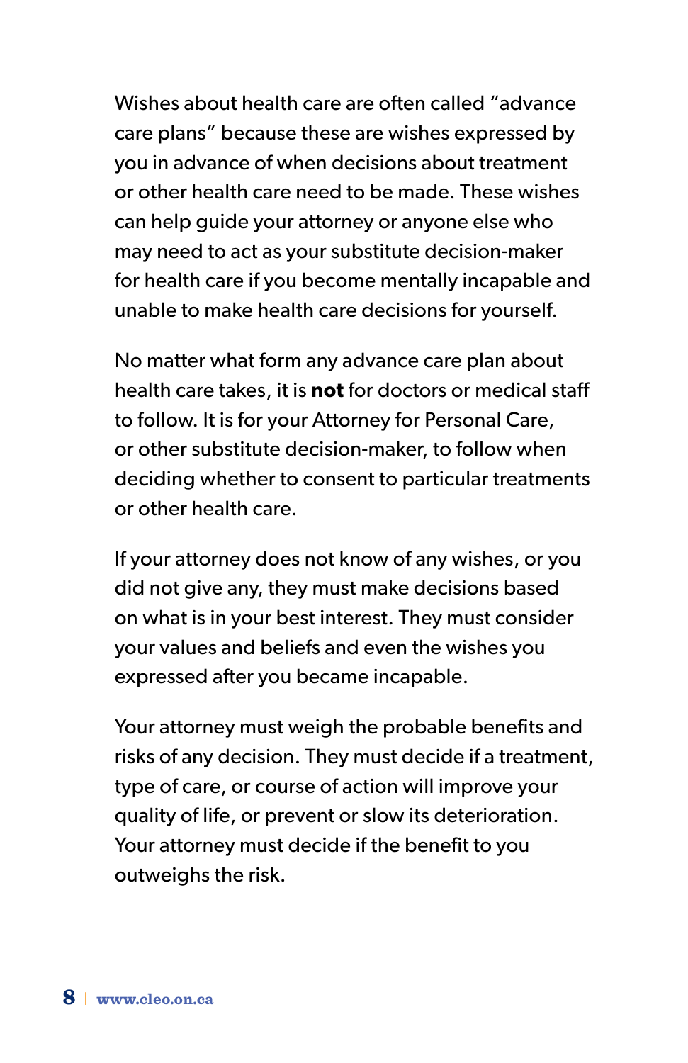Wishes about health care are often called "advance care plans" because these are wishes expressed by you in advance of when decisions about treatment or other health care need to be made. These wishes can help guide your attorney or anyone else who may need to act as your substitute decision-maker for health care if you become mentally incapable and unable to make health care decisions for yourself.

No matter what form any advance care plan about health care takes, it is **not** for doctors or medical staff to follow. It is for your Attorney for Personal Care, or other substitute decision-maker, to follow when deciding whether to consent to particular treatments or other health care.

If your attorney does not know of any wishes, or you did not give any, they must make decisions based on what is in your best interest. They must consider your values and beliefs and even the wishes you expressed after you became incapable.

Your attorney must weigh the probable benefits and risks of any decision. They must decide if a treatment, type of care, or course of action will improve your quality of life, or prevent or slow its deterioration. Your attorney must decide if the benefit to you outweighs the risk.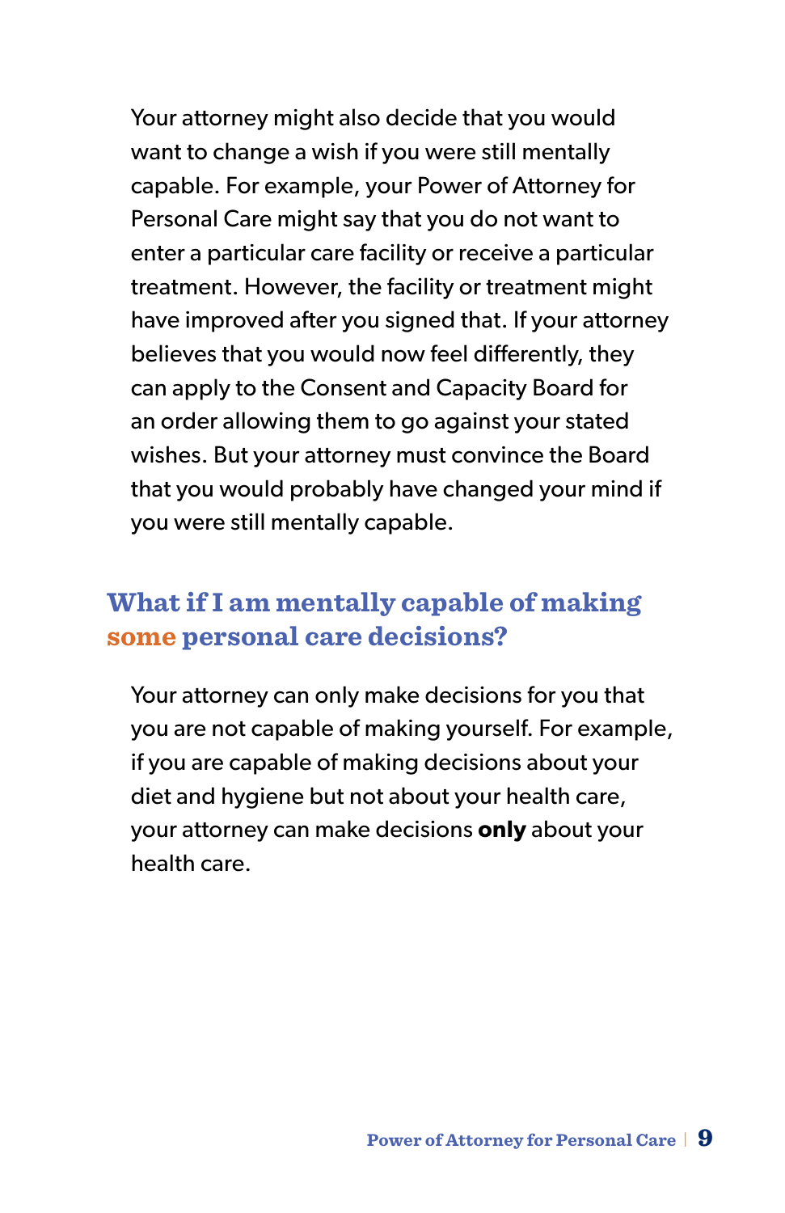Your attorney might also decide that you would want to change a wish if you were still mentally capable. For example, your Power of Attorney for Personal Care might say that you do not want to enter a particular care facility or receive a particular treatment. However, the facility or treatment might have improved after you signed that. If your attorney believes that you would now feel differently, they can apply to the Consent and Capacity Board for an order allowing them to go against your stated wishes. But your attorney must convince the Board that you would probably have changed your mind if you were still mentally capable.

## What if I am mentally capable of making some personal care decisions?

Your attorney can only make decisions for you that you are not capable of making yourself. For example, if you are capable of making decisions about your diet and hygiene but not about your health care, your attorney can make decisions **only** about your health care.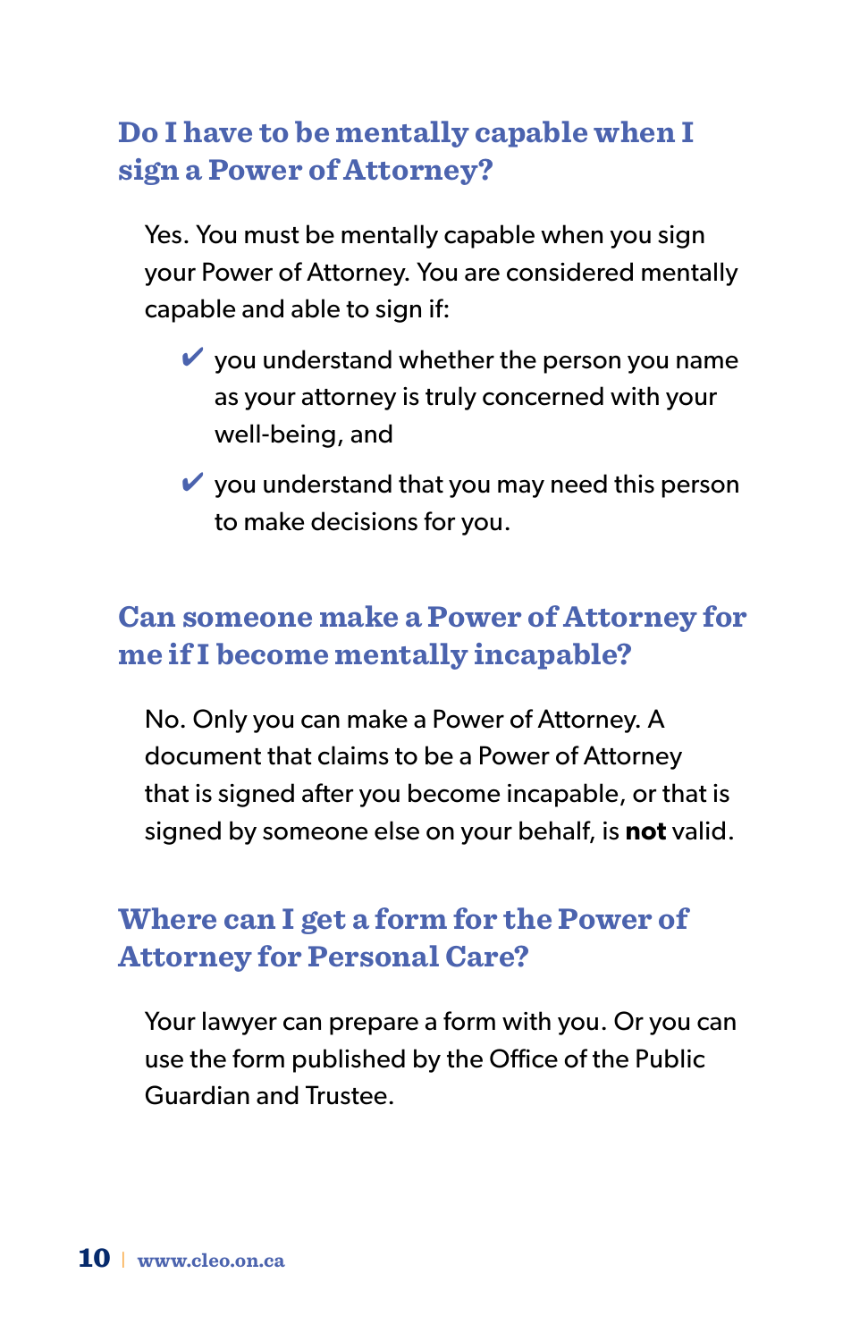## Do I have to be mentally capable when I sign a Power of Attorney?

Yes. You must be mentally capable when you sign your Power of Attorney. You are considered mentally capable and able to sign if:

- ✔ you understand whether the person you name as your attorney is truly concerned with your well-being, and
- ✔ you understand that you may need this person to make decisions for you.

## Can someone make a Power of Attorney for me if I become mentally incapable?

No. Only you can make a Power of Attorney. A document that claims to be a Power of Attorney that is signed after you become incapable, or that is signed by someone else on your behalf, is **not** valid.

## Where can I get a form for the Power of Attorney for Personal Care?

Your lawyer can prepare a form with you. Or you can use the form published by the Office of the Public Guardian and Trustee.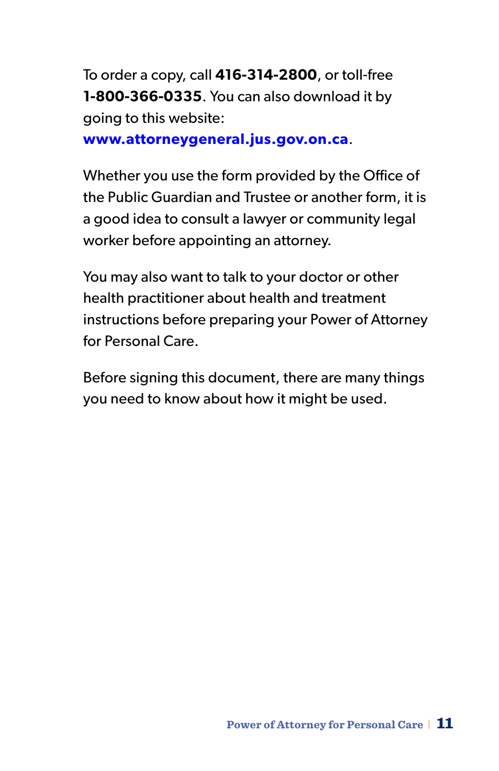To order a copy, call **416-314-2800**, or toll-free **1-800-366-0335**. You can also download it by going to this website: **www.attorneygeneral.jus.gov.on.ca**.

Whether you use the form provided by the Office of the Public Guardian and Trustee or another form, it is a good idea to consult a lawyer or community legal worker before appointing an attorney.

You may also want to talk to your doctor or other health practitioner about health and treatment instructions before preparing your Power of Attorney for Personal Care.

Before signing this document, there are many things you need to know about how it might be used.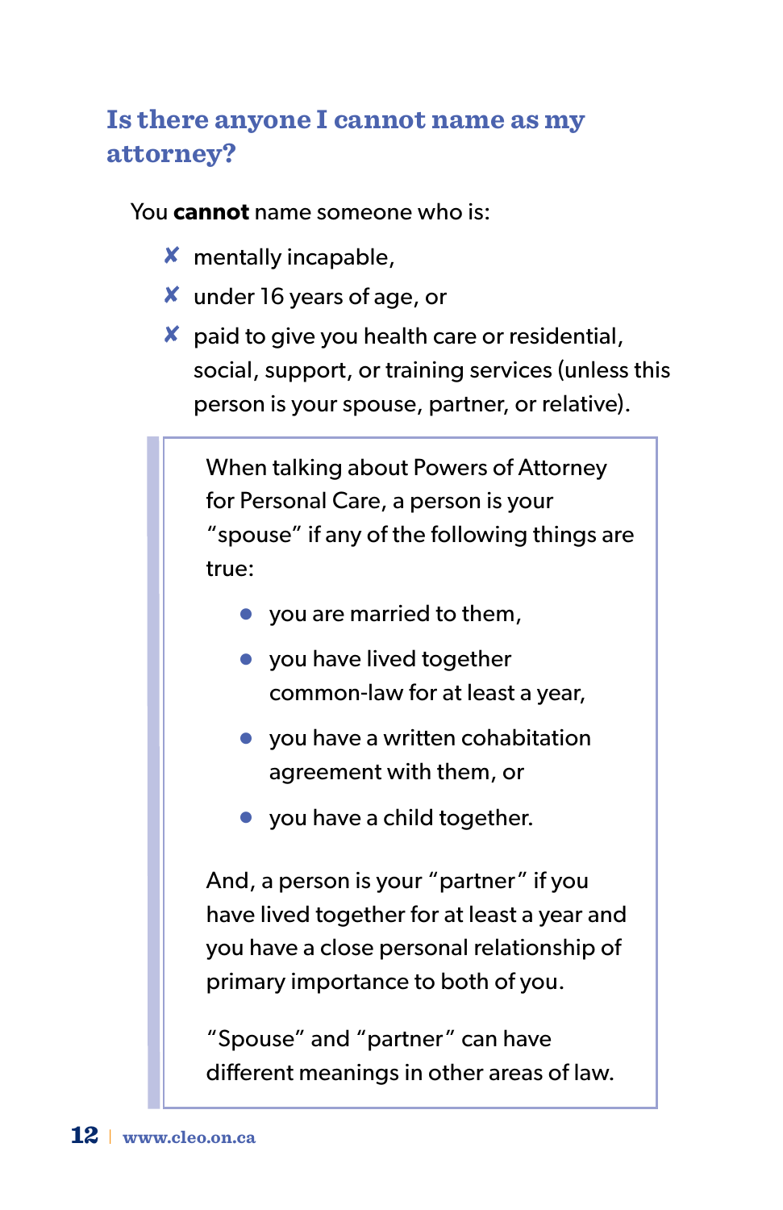## Is there anyone I cannot name as my attorney?

You **cannot** name someone who is:

- ✗ mentally incapable,
- ✗ under 16 years of age, or
- ✗ paid to give you health care or residential, social, support, or training services (unless this person is your spouse, partner, or relative).

> When talking about Powers of Attorney for Personal Care, a person is your "spouse" if any of the following things are true:
>
> - you are married to them,
> - you have lived together common-law for at least a year,
> - you have a written cohabitation agreement with them, or
> - you have a child together.
>
> And, a person is your "partner" if you have lived together for at least a year and you have a close personal relationship of primary importance to both of you.
>
> "Spouse" and "partner" can have different meanings in other areas of law.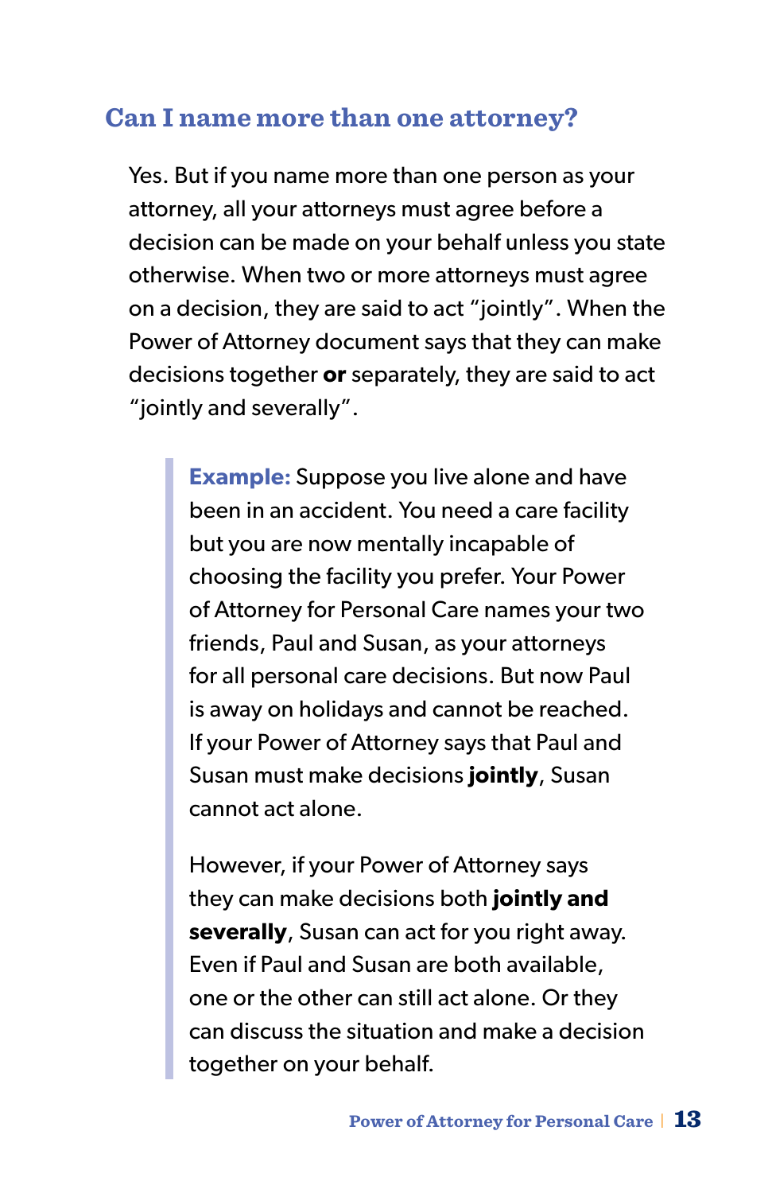## Can I name more than one attorney?

Yes. But if you name more than one person as your attorney, all your attorneys must agree before a decision can be made on your behalf unless you state otherwise. When two or more attorneys must agree on a decision, they are said to act "jointly". When the Power of Attorney document says that they can make decisions together **or** separately, they are said to act "jointly and severally".

> **Example:** Suppose you live alone and have been in an accident. You need a care facility but you are now mentally incapable of choosing the facility you prefer. Your Power of Attorney for Personal Care names your two friends, Paul and Susan, as your attorneys for all personal care decisions. But now Paul is away on holidays and cannot be reached. If your Power of Attorney says that Paul and Susan must make decisions **jointly**, Susan cannot act alone.
>
> However, if your Power of Attorney says they can make decisions both **jointly and severally**, Susan can act for you right away. Even if Paul and Susan are both available, one or the other can still act alone. Or they can discuss the situation and make a decision together on your behalf.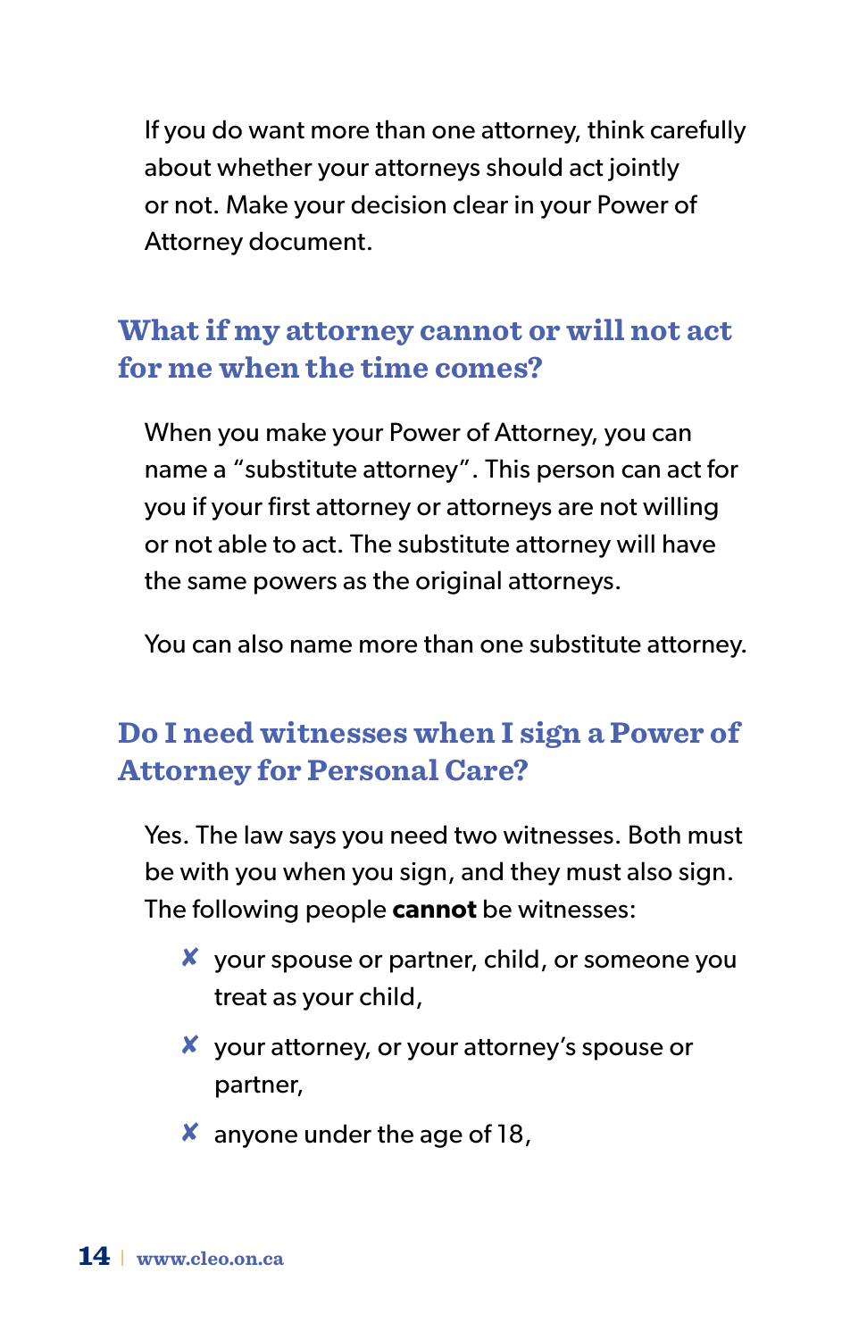If you do want more than one attorney, think carefully about whether your attorneys should act jointly or not. Make your decision clear in your Power of Attorney document.

## What if my attorney cannot or will not act for me when the time comes?

When you make your Power of Attorney, you can name a "substitute attorney". This person can act for you if your first attorney or attorneys are not willing or not able to act. The substitute attorney will have the same powers as the original attorneys.

You can also name more than one substitute attorney.

## Do I need witnesses when I sign a Power of Attorney for Personal Care?

Yes. The law says you need two witnesses. Both must be with you when you sign, and they must also sign. The following people **cannot** be witnesses:

- ✘ your spouse or partner, child, or someone you treat as your child,
- ✘ your attorney, or your attorney's spouse or partner,
- ✘ anyone under the age of 18,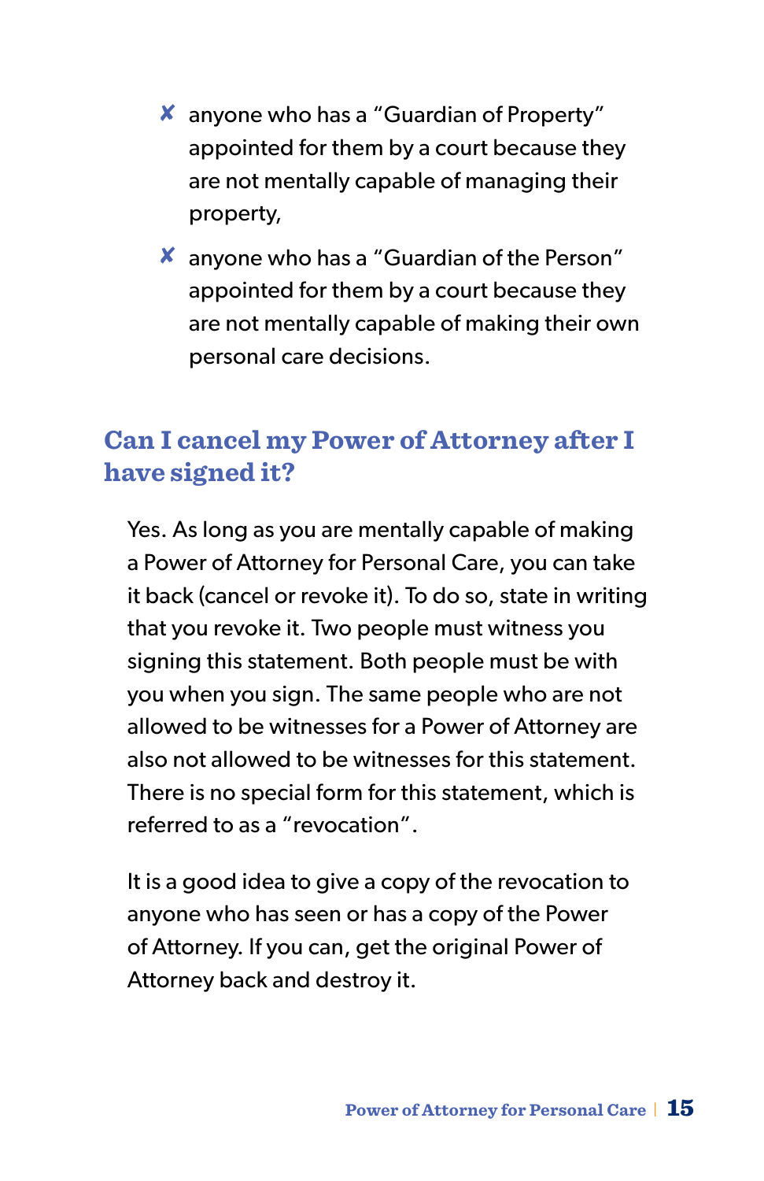- ✘ anyone who has a "Guardian of Property" appointed for them by a court because they are not mentally capable of managing their property,
- ✘ anyone who has a "Guardian of the Person" appointed for them by a court because they are not mentally capable of making their own personal care decisions.

## Can I cancel my Power of Attorney after I have signed it?

Yes. As long as you are mentally capable of making a Power of Attorney for Personal Care, you can take it back (cancel or revoke it). To do so, state in writing that you revoke it. Two people must witness you signing this statement. Both people must be with you when you sign. The same people who are not allowed to be witnesses for a Power of Attorney are also not allowed to be witnesses for this statement. There is no special form for this statement, which is referred to as a "revocation".

It is a good idea to give a copy of the revocation to anyone who has seen or has a copy of the Power of Attorney. If you can, get the original Power of Attorney back and destroy it.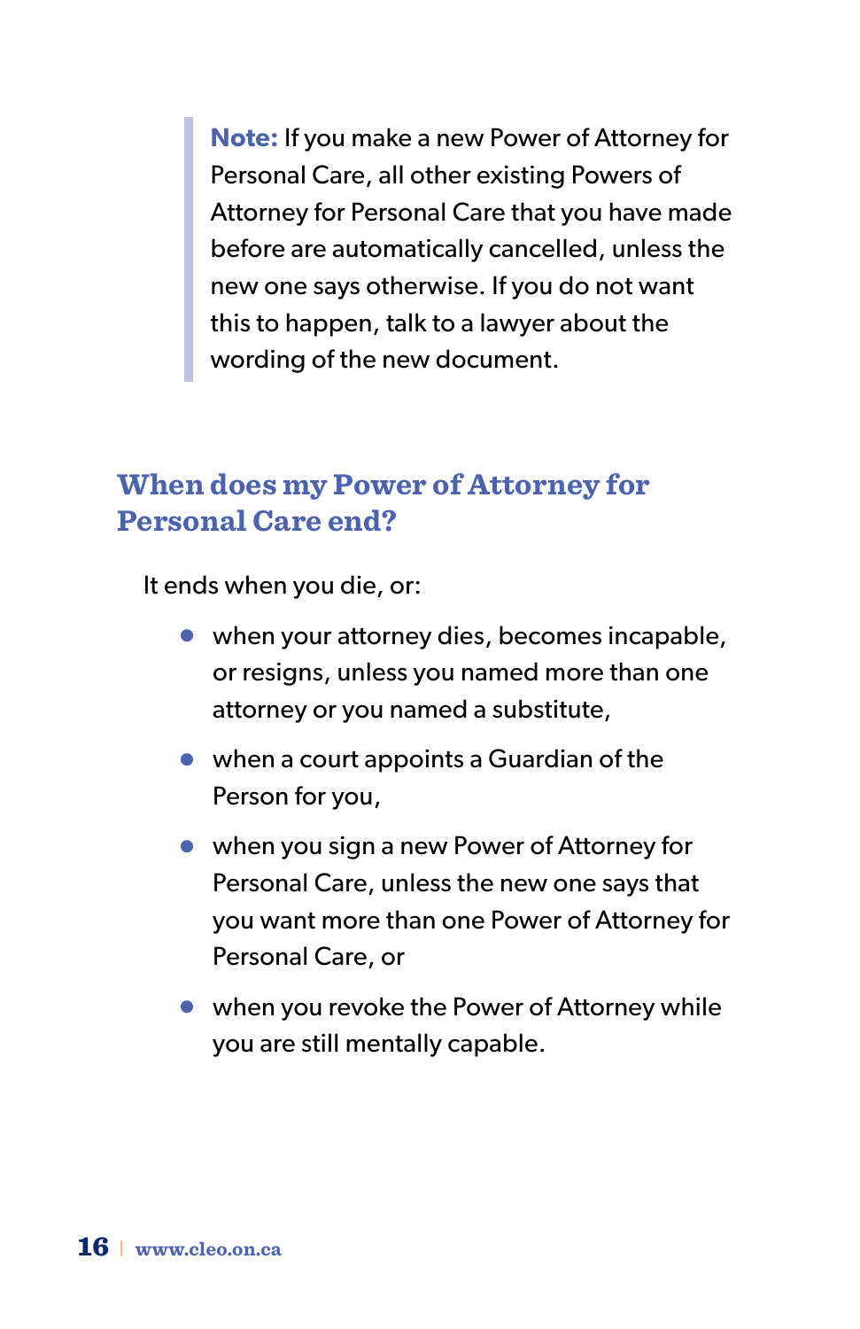> **Note:** If you make a new Power of Attorney for Personal Care, all other existing Powers of Attorney for Personal Care that you have made before are automatically cancelled, unless the new one says otherwise. If you do not want this to happen, talk to a lawyer about the wording of the new document.

## When does my Power of Attorney for Personal Care end?

It ends when you die, or:

- when your attorney dies, becomes incapable, or resigns, unless you named more than one attorney or you named a substitute,
- when a court appoints a Guardian of the Person for you,
- when you sign a new Power of Attorney for Personal Care, unless the new one says that you want more than one Power of Attorney for Personal Care, or
- when you revoke the Power of Attorney while you are still mentally capable.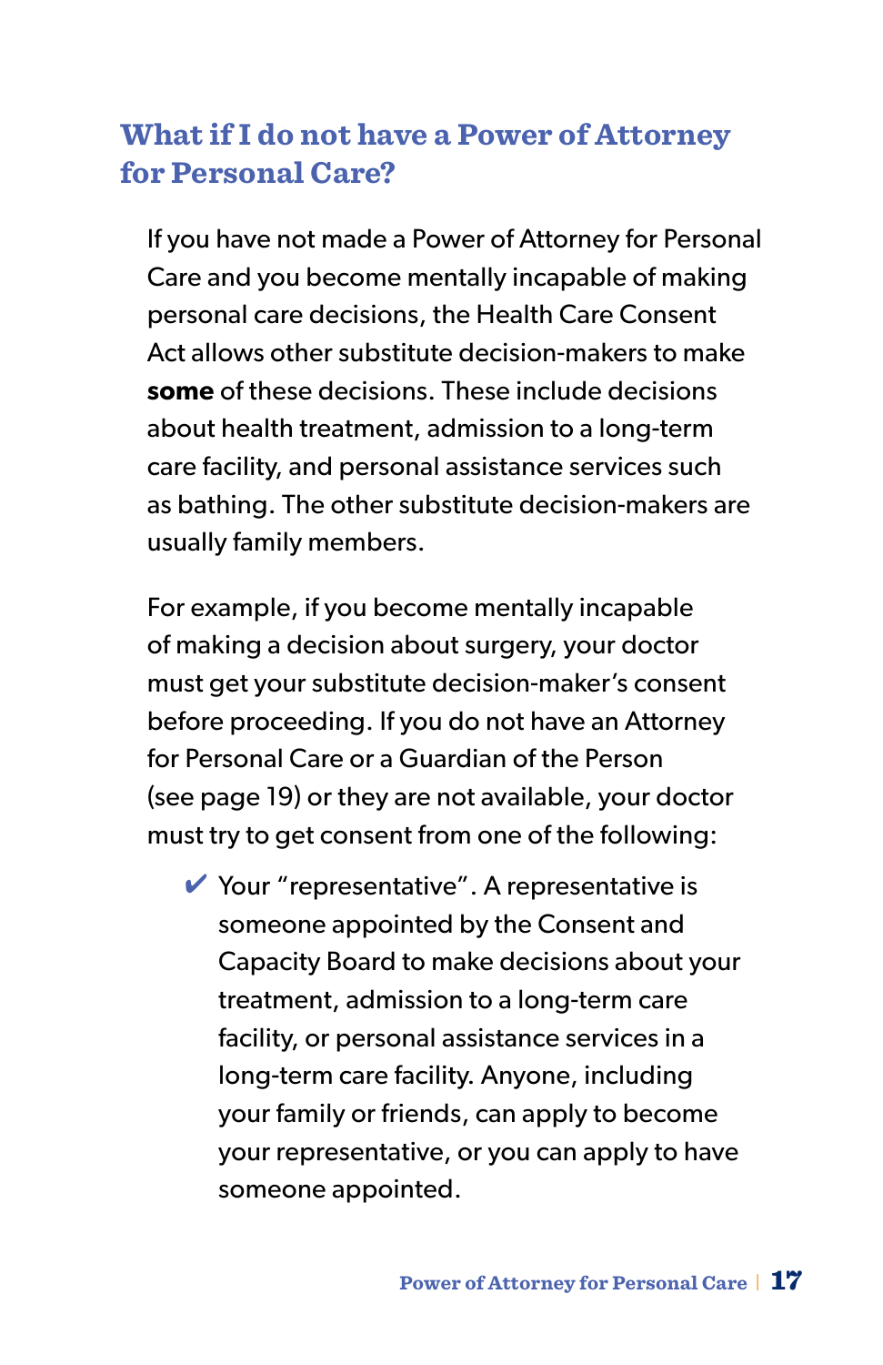## What if I do not have a Power of Attorney for Personal Care?

If you have not made a Power of Attorney for Personal Care and you become mentally incapable of making personal care decisions, the Health Care Consent Act allows other substitute decision-makers to make **some** of these decisions. These include decisions about health treatment, admission to a long-term care facility, and personal assistance services such as bathing. The other substitute decision-makers are usually family members.

For example, if you become mentally incapable of making a decision about surgery, your doctor must get your substitute decision-maker's consent before proceeding. If you do not have an Attorney for Personal Care or a Guardian of the Person (see page 19) or they are not available, your doctor must try to get consent from one of the following:

- ✔ Your "representative". A representative is someone appointed by the Consent and Capacity Board to make decisions about your treatment, admission to a long-term care facility, or personal assistance services in a long-term care facility. Anyone, including your family or friends, can apply to become your representative, or you can apply to have someone appointed.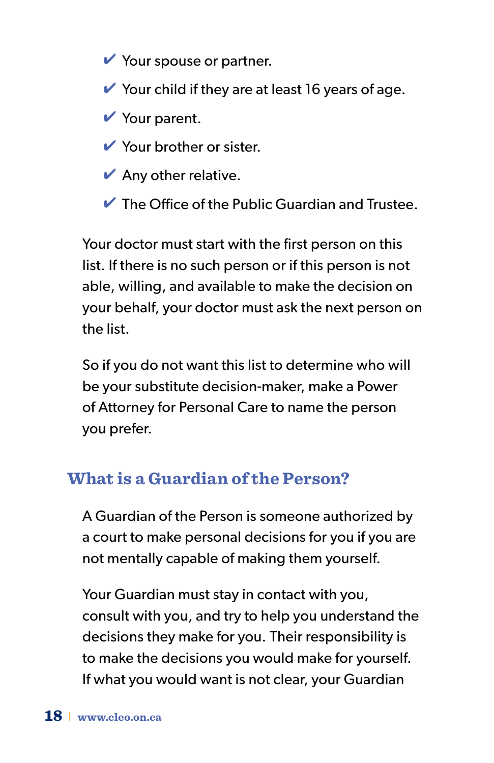- ✔ Your spouse or partner.
- ✔ Your child if they are at least 16 years of age.
- ✔ Your parent.
- ✔ Your brother or sister.
- ✔ Any other relative.
- ✔ The Office of the Public Guardian and Trustee.

Your doctor must start with the first person on this list. If there is no such person or if this person is not able, willing, and available to make the decision on your behalf, your doctor must ask the next person on the list.

So if you do not want this list to determine who will be your substitute decision-maker, make a Power of Attorney for Personal Care to name the person you prefer.

## What is a Guardian of the Person?

A Guardian of the Person is someone authorized by a court to make personal decisions for you if you are not mentally capable of making them yourself.

Your Guardian must stay in contact with you, consult with you, and try to help you understand the decisions they make for you. Their responsibility is to make the decisions you would make for yourself. If what you would want is not clear, your Guardian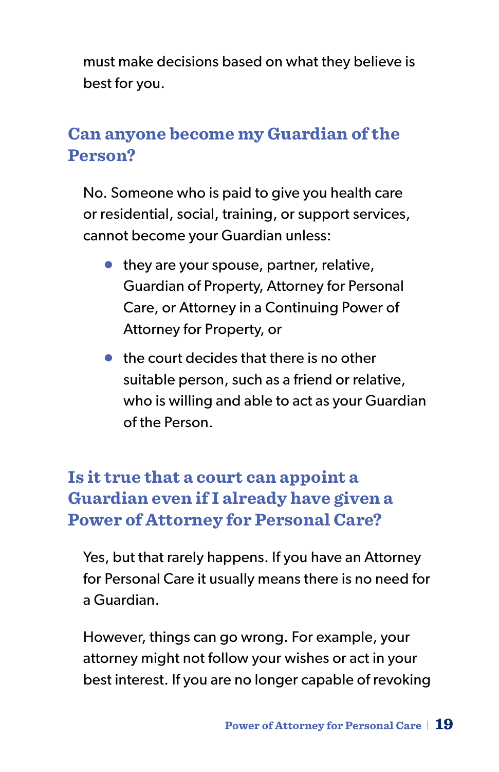must make decisions based on what they believe is best for you.

## Can anyone become my Guardian of the Person?

No. Someone who is paid to give you health care or residential, social, training, or support services, cannot become your Guardian unless:

- they are your spouse, partner, relative, Guardian of Property, Attorney for Personal Care, or Attorney in a Continuing Power of Attorney for Property, or
- the court decides that there is no other suitable person, such as a friend or relative, who is willing and able to act as your Guardian of the Person.

## Is it true that a court can appoint a Guardian even if I already have given a Power of Attorney for Personal Care?

Yes, but that rarely happens. If you have an Attorney for Personal Care it usually means there is no need for a Guardian.

However, things can go wrong. For example, your attorney might not follow your wishes or act in your best interest. If you are no longer capable of revoking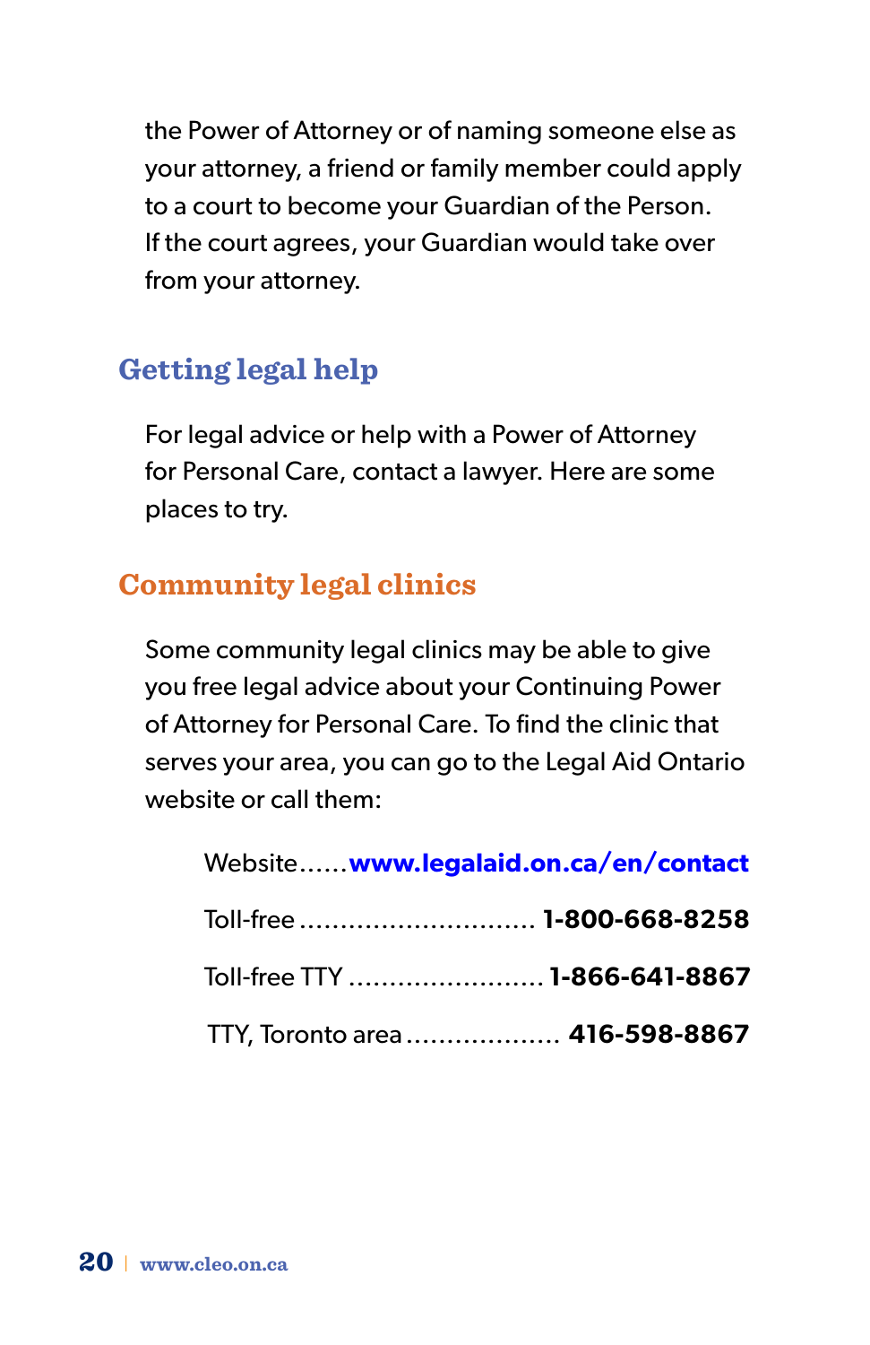the Power of Attorney or of naming someone else as your attorney, a friend or family member could apply to a court to become your Guardian of the Person. If the court agrees, your Guardian would take over from your attorney.

## Getting legal help

For legal advice or help with a Power of Attorney for Personal Care, contact a lawyer. Here are some places to try.

### Community legal clinics

Some community legal clinics may be able to give you free legal advice about your Continuing Power of Attorney for Personal Care. To find the clinic that serves your area, you can go to the Legal Aid Ontario website or call them:

Website...... **www.legalaid.on.ca/en/contact**

Toll-free ............................ **1-800-668-8258**

Toll-free TTY ........................ **1-866-641-8867**

TTY, Toronto area ................... **416-598-8867**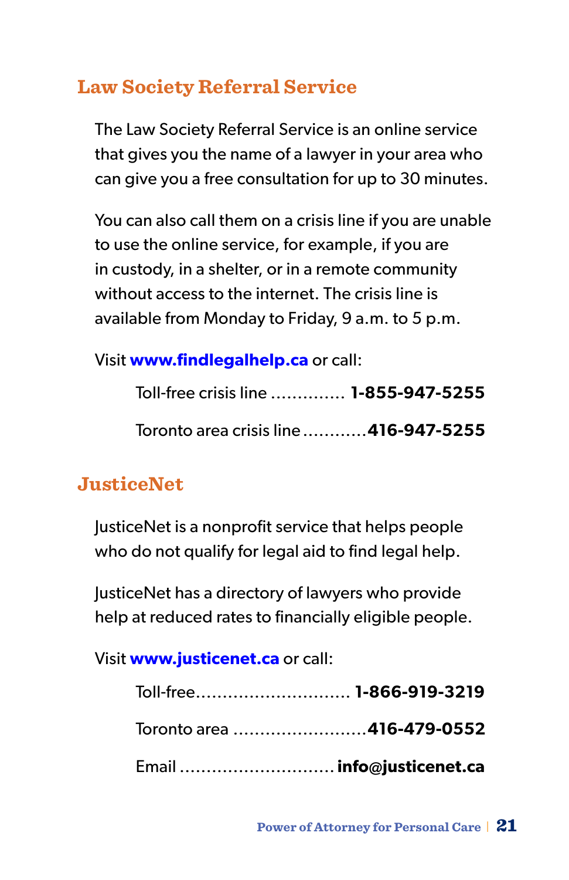## Law Society Referral Service

The Law Society Referral Service is an online service that gives you the name of a lawyer in your area who can give you a free consultation for up to 30 minutes.

You can also call them on a crisis line if you are unable to use the online service, for example, if you are in custody, in a shelter, or in a remote community without access to the internet. The crisis line is available from Monday to Friday, 9 a.m. to 5 p.m.

Visit **www.findlegalhelp.ca** or call:

Toll-free crisis line .............. **1-855-947-5255**

Toronto area crisis line ............**416-947-5255**

## JusticeNet

JusticeNet is a nonprofit service that helps people who do not qualify for legal aid to find legal help.

JusticeNet has a directory of lawyers who provide help at reduced rates to financially eligible people.

Visit **www.justicenet.ca** or call:

Toll-free............................. **1-866-919-3219**

Toronto area ..........................**416-479-0552**

Email ............................. **info@justicenet.ca**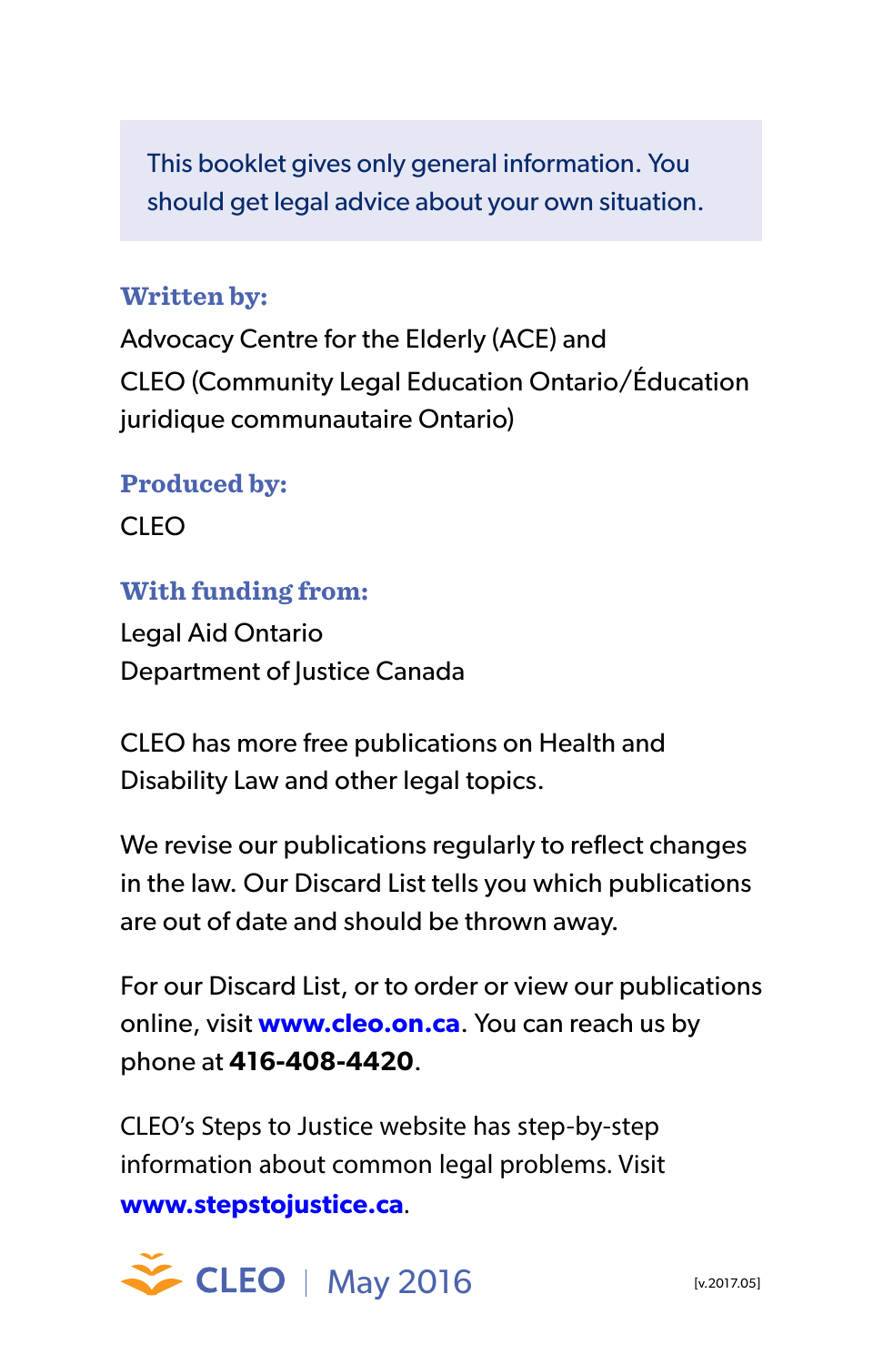This booklet gives only general information. You should get legal advice about your own situation.

**Written by:**

Advocacy Centre for the Elderly (ACE) and
CLEO (Community Legal Education Ontario/Éducation juridique communautaire Ontario)

**Produced by:**

CLEO

**With funding from:**

Legal Aid Ontario
Department of Justice Canada

CLEO has more free publications on Health and Disability Law and other legal topics.

We revise our publications regularly to reflect changes in the law. Our Discard List tells you which publications are out of date and should be thrown away.

For our Discard List, or to order or view our publications online, visit **www.cleo.on.ca**. You can reach us by phone at **416-408-4420**.

CLEO's Steps to Justice website has step-by-step information about common legal problems. Visit **www.stepstojustice.ca**.

CLEO | May 2016

[v.2017.05]